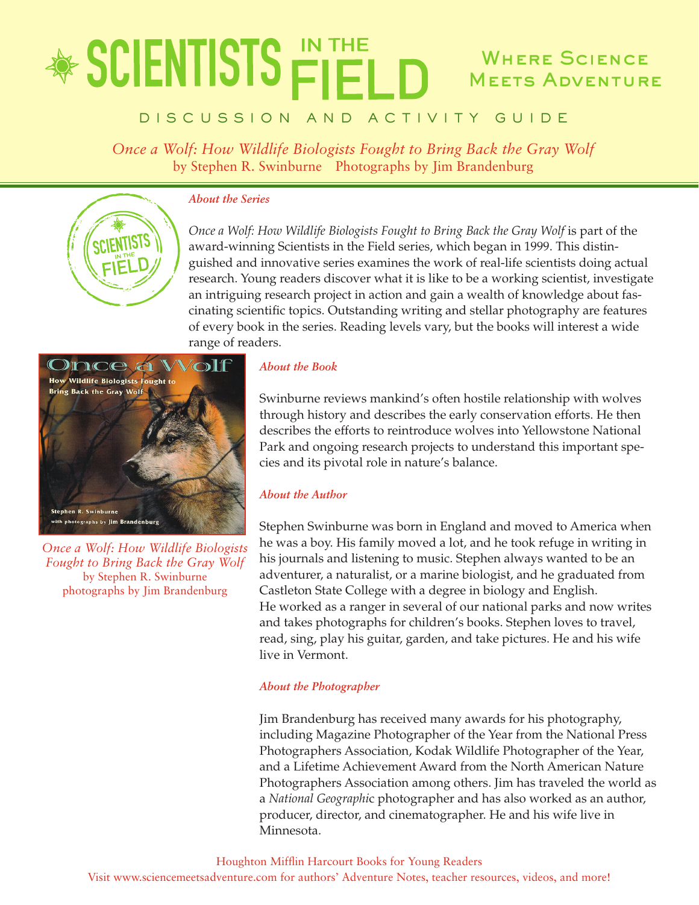# SCIENTISTS IN THE FIELD

Where Science Meets Adventure

DISCUSSION AND ACTIVITY GUIDE

*Once a Wolf: How Wildlife Biologists Fought to Bring Back the Gray Wolf*
by Stephen R. Swinburne Photographs by Jim Brandenburg

### *About the Series*

*Once a Wolf: How Wildlife Biologists Fought to Bring Back the Gray Wolf* is part of the award-winning Scientists in the Field series, which began in 1999. This distinguished and innovative series examines the work of real-life scientists doing actual research. Young readers discover what it is like to be a working scientist, investigate an intriguing research project in action and gain a wealth of knowledge about fascinating scientific topics. Outstanding writing and stellar photography are features of every book in the series. Reading levels vary, but the books will interest a wide range of readers.

*Once a Wolf: How Wildlife Biologists Fought to Bring Back the Gray Wolf*
by Stephen R. Swinburne
photographs by Jim Brandenburg

### *About the Book*

Swinburne reviews mankind's often hostile relationship with wolves through history and describes the early conservation efforts. He then describes the efforts to reintroduce wolves into Yellowstone National Park and ongoing research projects to understand this important species and its pivotal role in nature's balance.

### *About the Author*

Stephen Swinburne was born in England and moved to America when he was a boy. His family moved a lot, and he took refuge in writing in his journals and listening to music. Stephen always wanted to be an adventurer, a naturalist, or a marine biologist, and he graduated from Castleton State College with a degree in biology and English. He worked as a ranger in several of our national parks and now writes and takes photographs for children's books. Stephen loves to travel, read, sing, play his guitar, garden, and take pictures. He and his wife live in Vermont.

### *About the Photographer*

Jim Brandenburg has received many awards for his photography, including Magazine Photographer of the Year from the National Press Photographers Association, Kodak Wildlife Photographer of the Year, and a Lifetime Achievement Award from the North American Nature Photographers Association among others. Jim has traveled the world as a *National Geographic* photographer and has also worked as an author, producer, director, and cinematographer. He and his wife live in Minnesota.

Houghton Mifflin Harcourt Books for Young Readers
Visit www.sciencemeetsadventure.com for authors' Adventure Notes, teacher resources, videos, and more!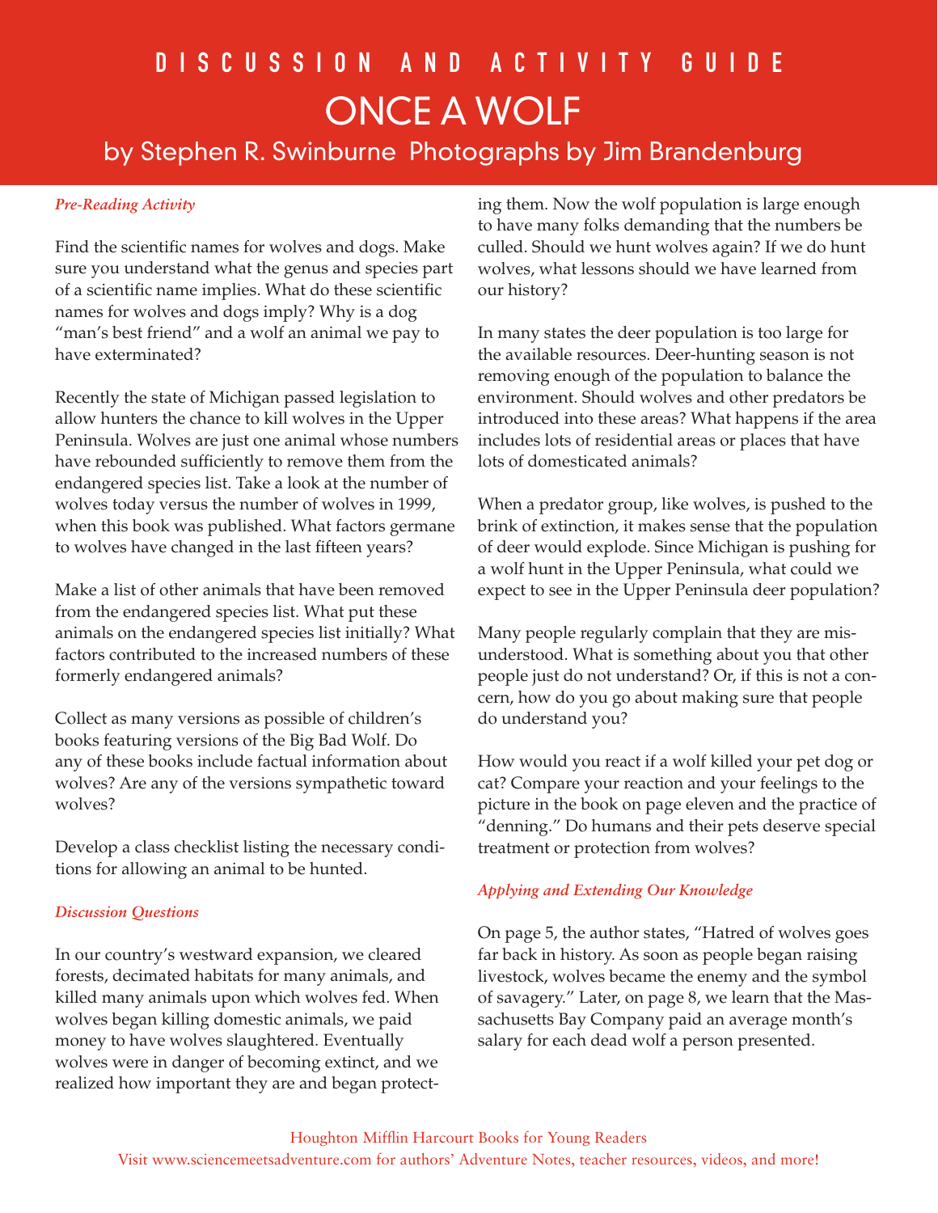# DISCUSSION AND ACTIVITY GUIDE

# ONCE A WOLF

## by Stephen R. Swinburne Photographs by Jim Brandenburg

### *Pre-Reading Activity*

Find the scientific names for wolves and dogs. Make sure you understand what the genus and species part of a scientific name implies. What do these scientific names for wolves and dogs imply? Why is a dog "man's best friend" and a wolf an animal we pay to have exterminated?

Recently the state of Michigan passed legislation to allow hunters the chance to kill wolves in the Upper Peninsula. Wolves are just one animal whose numbers have rebounded sufficiently to remove them from the endangered species list. Take a look at the number of wolves today versus the number of wolves in 1999, when this book was published. What factors germane to wolves have changed in the last fifteen years?

Make a list of other animals that have been removed from the endangered species list. What put these animals on the endangered species list initially? What factors contributed to the increased numbers of these formerly endangered animals?

Collect as many versions as possible of children's books featuring versions of the Big Bad Wolf. Do any of these books include factual information about wolves? Are any of the versions sympathetic toward wolves?

Develop a class checklist listing the necessary conditions for allowing an animal to be hunted.

### *Discussion Questions*

In our country's westward expansion, we cleared forests, decimated habitats for many animals, and killed many animals upon which wolves fed. When wolves began killing domestic animals, we paid money to have wolves slaughtered. Eventually wolves were in danger of becoming extinct, and we realized how important they are and began protecting them. Now the wolf population is large enough to have many folks demanding that the numbers be culled. Should we hunt wolves again? If we do hunt wolves, what lessons should we have learned from our history?

In many states the deer population is too large for the available resources. Deer-hunting season is not removing enough of the population to balance the environment. Should wolves and other predators be introduced into these areas? What happens if the area includes lots of residential areas or places that have lots of domesticated animals?

When a predator group, like wolves, is pushed to the brink of extinction, it makes sense that the population of deer would explode. Since Michigan is pushing for a wolf hunt in the Upper Peninsula, what could we expect to see in the Upper Peninsula deer population?

Many people regularly complain that they are misunderstood. What is something about you that other people just do not understand? Or, if this is not a concern, how do you go about making sure that people do understand you?

How would you react if a wolf killed your pet dog or cat? Compare your reaction and your feelings to the picture in the book on page eleven and the practice of "denning." Do humans and their pets deserve special treatment or protection from wolves?

### *Applying and Extending Our Knowledge*

On page 5, the author states, "Hatred of wolves goes far back in history. As soon as people began raising livestock, wolves became the enemy and the symbol of savagery." Later, on page 8, we learn that the Massachusetts Bay Company paid an average month's salary for each dead wolf a person presented.

Houghton Mifflin Harcourt Books for Young Readers
Visit www.sciencemeetsadventure.com for authors' Adventure Notes, teacher resources, videos, and more!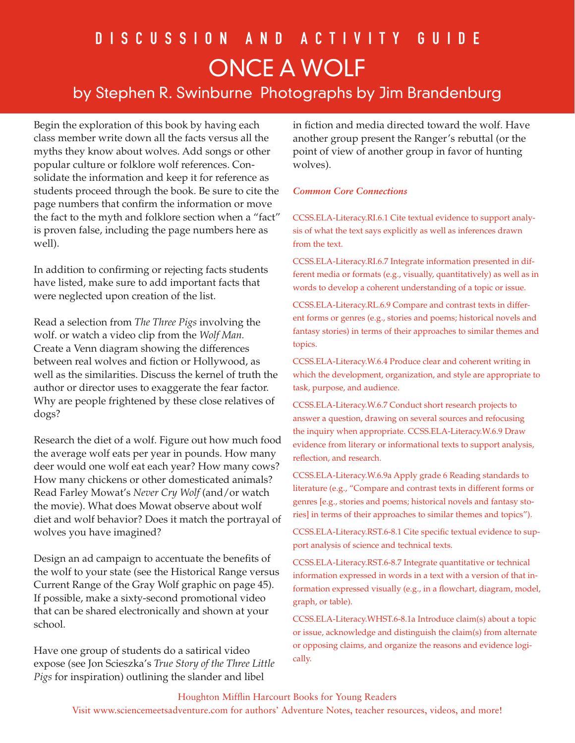# DISCUSSION AND ACTIVITY GUIDE

# ONCE A WOLF

## by Stephen R. Swinburne Photographs by Jim Brandenburg

Begin the exploration of this book by having each class member write down all the facts versus all the myths they know about wolves. Add songs or other popular culture or folklore wolf references. Consolidate the information and keep it for reference as students proceed through the book. Be sure to cite the page numbers that confirm the information or move the fact to the myth and folklore section when a "fact" is proven false, including the page numbers here as well).

In addition to confirming or rejecting facts students have listed, make sure to add important facts that were neglected upon creation of the list.

Read a selection from *The Three Pigs* involving the wolf. or watch a video clip from the *Wolf Man.* Create a Venn diagram showing the differences between real wolves and fiction or Hollywood, as well as the similarities. Discuss the kernel of truth the author or director uses to exaggerate the fear factor. Why are people frightened by these close relatives of dogs?

Research the diet of a wolf. Figure out how much food the average wolf eats per year in pounds. How many deer would one wolf eat each year? How many cows? How many chickens or other domesticated animals? Read Farley Mowat's *Never Cry Wolf* (and/or watch the movie). What does Mowat observe about wolf diet and wolf behavior? Does it match the portrayal of wolves you have imagined?

Design an ad campaign to accentuate the benefits of the wolf to your state (see the Historical Range versus Current Range of the Gray Wolf graphic on page 45). If possible, make a sixty-second promotional video that can be shared electronically and shown at your school.

Have one group of students do a satirical video expose (see Jon Scieszka's *True Story of the Three Little Pigs* for inspiration) outlining the slander and libel in fiction and media directed toward the wolf. Have another group present the Ranger's rebuttal (or the point of view of another group in favor of hunting wolves).

### *Common Core Connections*

CCSS.ELA-Literacy.RI.6.1 Cite textual evidence to support analysis of what the text says explicitly as well as inferences drawn from the text.

CCSS.ELA-Literacy.RI.6.7 Integrate information presented in different media or formats (e.g., visually, quantitatively) as well as in words to develop a coherent understanding of a topic or issue.

CCSS.ELA-Literacy.RL.6.9 Compare and contrast texts in different forms or genres (e.g., stories and poems; historical novels and fantasy stories) in terms of their approaches to similar themes and topics.

CCSS.ELA-Literacy.W.6.4 Produce clear and coherent writing in which the development, organization, and style are appropriate to task, purpose, and audience.

CCSS.ELA-Literacy.W.6.7 Conduct short research projects to answer a question, drawing on several sources and refocusing the inquiry when appropriate. CCSS.ELA-Literacy.W.6.9 Draw evidence from literary or informational texts to support analysis, reflection, and research.

CCSS.ELA-Literacy.W.6.9a Apply grade 6 Reading standards to literature (e.g., "Compare and contrast texts in different forms or genres [e.g., stories and poems; historical novels and fantasy stories] in terms of their approaches to similar themes and topics").

CCSS.ELA-Literacy.RST.6-8.1 Cite specific textual evidence to support analysis of science and technical texts.

CCSS.ELA-Literacy.RST.6-8.7 Integrate quantitative or technical information expressed in words in a text with a version of that information expressed visually (e.g., in a flowchart, diagram, model, graph, or table).

CCSS.ELA-Literacy.WHST.6-8.1a Introduce claim(s) about a topic or issue, acknowledge and distinguish the claim(s) from alternate or opposing claims, and organize the reasons and evidence logically.

Houghton Mifflin Harcourt Books for Young Readers
Visit www.sciencemeetsadventure.com for authors' Adventure Notes, teacher resources, videos, and more!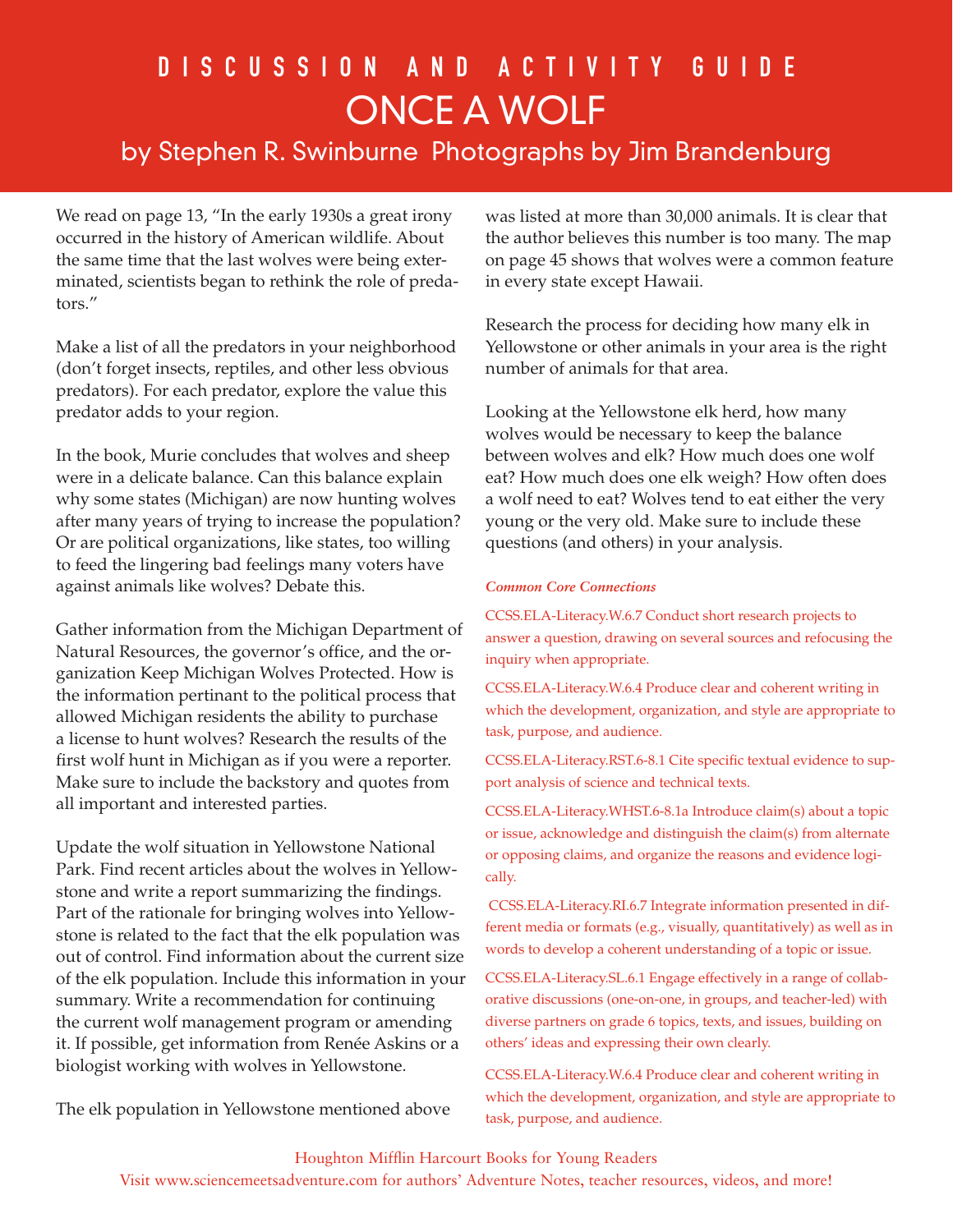# DISCUSSION AND ACTIVITY GUIDE

# ONCE A WOLF

## by Stephen R. Swinburne Photographs by Jim Brandenburg

We read on page 13, "In the early 1930s a great irony occurred in the history of American wildlife. About the same time that the last wolves were being exterminated, scientists began to rethink the role of predators."

Make a list of all the predators in your neighborhood (don't forget insects, reptiles, and other less obvious predators). For each predator, explore the value this predator adds to your region.

In the book, Murie concludes that wolves and sheep were in a delicate balance. Can this balance explain why some states (Michigan) are now hunting wolves after many years of trying to increase the population? Or are political organizations, like states, too willing to feed the lingering bad feelings many voters have against animals like wolves? Debate this.

Gather information from the Michigan Department of Natural Resources, the governor's office, and the organization Keep Michigan Wolves Protected. How is the information pertinant to the political process that allowed Michigan residents the ability to purchase a license to hunt wolves? Research the results of the first wolf hunt in Michigan as if you were a reporter. Make sure to include the backstory and quotes from all important and interested parties.

Update the wolf situation in Yellowstone National Park. Find recent articles about the wolves in Yellowstone and write a report summarizing the findings. Part of the rationale for bringing wolves into Yellowstone is related to the fact that the elk population was out of control. Find information about the current size of the elk population. Include this information in your summary. Write a recommendation for continuing the current wolf management program or amending it. If possible, get information from Renée Askins or a biologist working with wolves in Yellowstone.

The elk population in Yellowstone mentioned above was listed at more than 30,000 animals. It is clear that the author believes this number is too many. The map on page 45 shows that wolves were a common feature in every state except Hawaii.

Research the process for deciding how many elk in Yellowstone or other animals in your area is the right number of animals for that area.

Looking at the Yellowstone elk herd, how many wolves would be necessary to keep the balance between wolves and elk? How much does one wolf eat? How much does one elk weigh? How often does a wolf need to eat? Wolves tend to eat either the very young or the very old. Make sure to include these questions (and others) in your analysis.

***Common Core Connections***

CCSS.ELA-Literacy.W.6.7 Conduct short research projects to answer a question, drawing on several sources and refocusing the inquiry when appropriate.

CCSS.ELA-Literacy.W.6.4 Produce clear and coherent writing in which the development, organization, and style are appropriate to task, purpose, and audience.

CCSS.ELA-Literacy.RST.6-8.1 Cite specific textual evidence to support analysis of science and technical texts.

CCSS.ELA-Literacy.WHST.6-8.1a Introduce claim(s) about a topic or issue, acknowledge and distinguish the claim(s) from alternate or opposing claims, and organize the reasons and evidence logically.

CCSS.ELA-Literacy.RI.6.7 Integrate information presented in different media or formats (e.g., visually, quantitatively) as well as in words to develop a coherent understanding of a topic or issue.

CCSS.ELA-Literacy.SL.6.1 Engage effectively in a range of collaborative discussions (one-on-one, in groups, and teacher-led) with diverse partners on grade 6 topics, texts, and issues, building on others' ideas and expressing their own clearly.

CCSS.ELA-Literacy.W.6.4 Produce clear and coherent writing in which the development, organization, and style are appropriate to task, purpose, and audience.

Houghton Mifflin Harcourt Books for Young Readers
Visit www.sciencemeetsadventure.com for authors' Adventure Notes, teacher resources, videos, and more!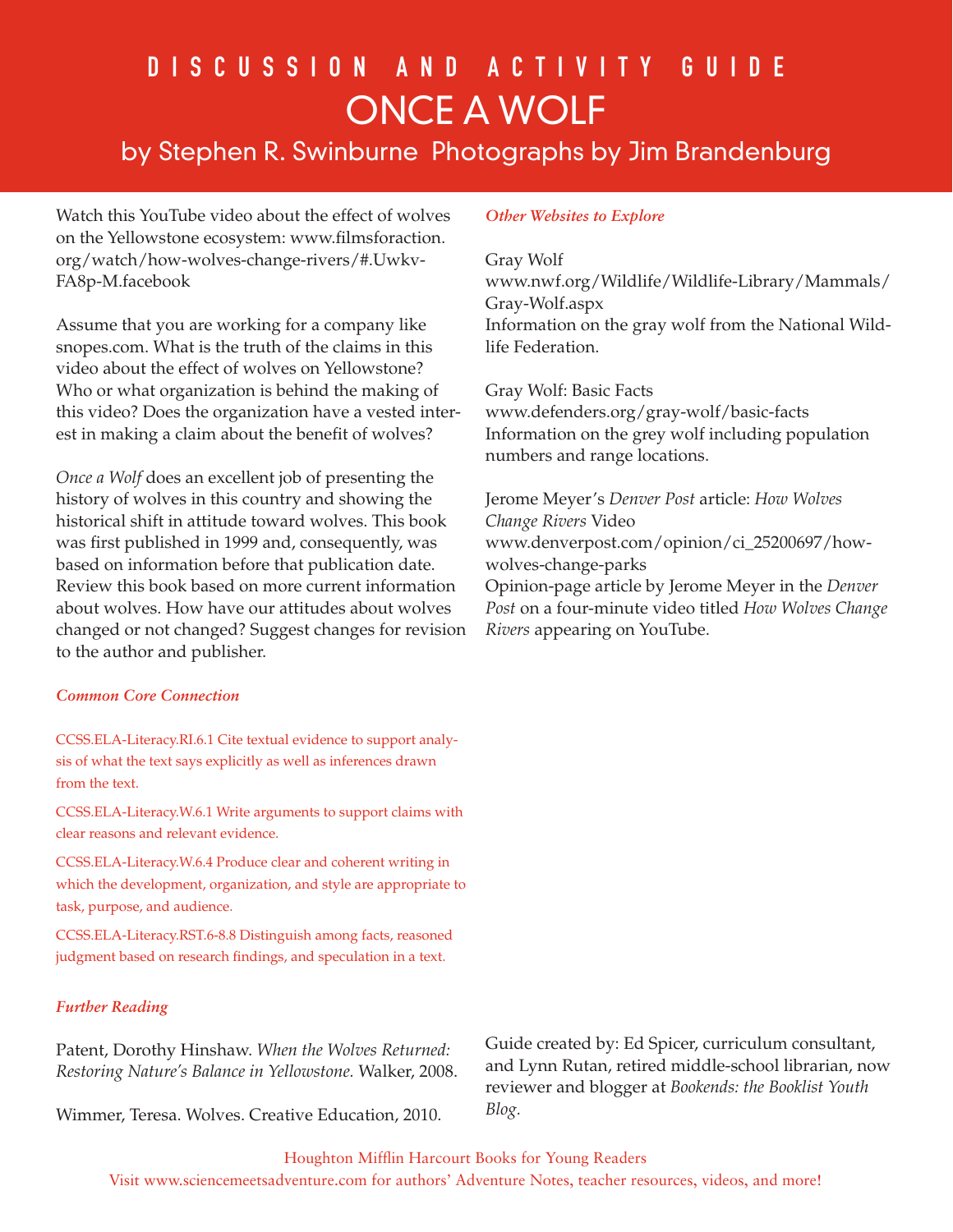# DISCUSSION AND ACTIVITY GUIDE

# ONCE A WOLF

## by Stephen R. Swinburne Photographs by Jim Brandenburg

Watch this YouTube video about the effect of wolves on the Yellowstone ecosystem: www.filmsforaction.org/watch/how-wolves-change-rivers/#.Uwkv-FA8p-M.facebook

Assume that you are working for a company like snopes.com. What is the truth of the claims in this video about the effect of wolves on Yellowstone? Who or what organization is behind the making of this video? Does the organization have a vested interest in making a claim about the benefit of wolves?

*Once a Wolf* does an excellent job of presenting the history of wolves in this country and showing the historical shift in attitude toward wolves. This book was first published in 1999 and, consequently, was based on information before that publication date. Review this book based on more current information about wolves. How have our attitudes about wolves changed or not changed? Suggest changes for revision to the author and publisher.

### *Common Core Connection*

CCSS.ELA-Literacy.RI.6.1 Cite textual evidence to support analysis of what the text says explicitly as well as inferences drawn from the text.

CCSS.ELA-Literacy.W.6.1 Write arguments to support claims with clear reasons and relevant evidence.

CCSS.ELA-Literacy.W.6.4 Produce clear and coherent writing in which the development, organization, and style are appropriate to task, purpose, and audience.

CCSS.ELA-Literacy.RST.6-8.8 Distinguish among facts, reasoned judgment based on research findings, and speculation in a text.

### *Further Reading*

Patent, Dorothy Hinshaw. *When the Wolves Returned: Restoring Nature's Balance in Yellowstone.* Walker, 2008.

Wimmer, Teresa. Wolves. Creative Education, 2010.

### *Other Websites to Explore*

Gray Wolf
www.nwf.org/Wildlife/Wildlife-Library/Mammals/Gray-Wolf.aspx
Information on the gray wolf from the National Wildlife Federation.

Gray Wolf: Basic Facts
www.defenders.org/gray-wolf/basic-facts
Information on the grey wolf including population numbers and range locations.

Jerome Meyer's *Denver Post* article: *How Wolves Change Rivers* Video
www.denverpost.com/opinion/ci_25200697/how-wolves-change-parks
Opinion-page article by Jerome Meyer in the *Denver Post* on a four-minute video titled *How Wolves Change Rivers* appearing on YouTube.

Guide created by: Ed Spicer, curriculum consultant, and Lynn Rutan, retired middle-school librarian, now reviewer and blogger at *Bookends: the Booklist Youth Blog.*

Houghton Mifflin Harcourt Books for Young Readers
Visit www.sciencemeetsadventure.com for authors' Adventure Notes, teacher resources, videos, and more!